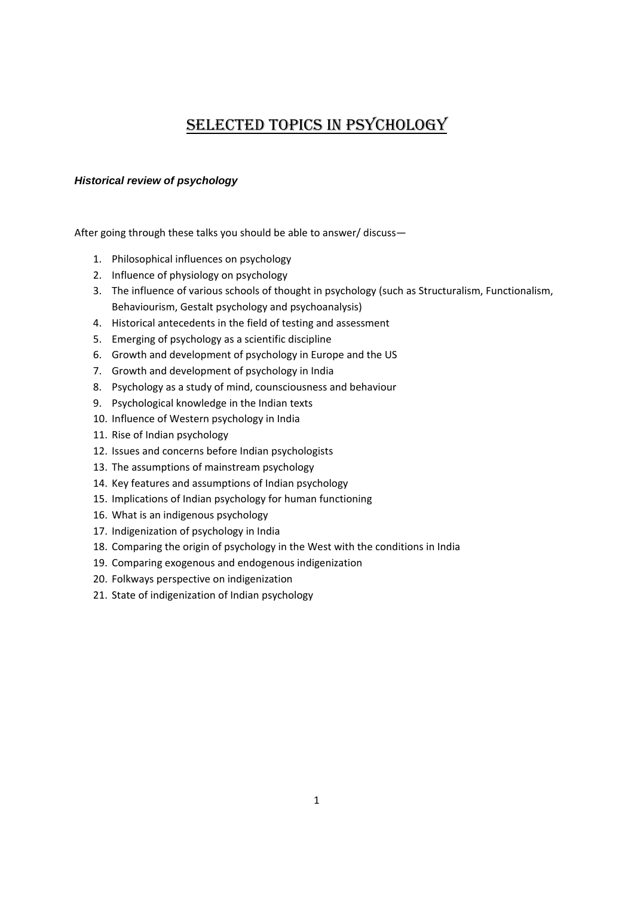# SELECTED TOPICS IN PSYCHOLOGY

### *Historical review of psychology*

After going through these talks you should be able to answer/ discuss—

1. Philosophical influences on psychology
2. Influence of physiology on psychology
3. The influence of various schools of thought in psychology (such as Structuralism, Functionalism, Behaviourism, Gestalt psychology and psychoanalysis)
4. Historical antecedents in the field of testing and assessment
5. Emerging of psychology as a scientific discipline
6. Growth and development of psychology in Europe and the US
7. Growth and development of psychology in India
8. Psychology as a study of mind, counsciousness and behaviour
9. Psychological knowledge in the Indian texts
10. Influence of Western psychology in India
11. Rise of Indian psychology
12. Issues and concerns before Indian psychologists
13. The assumptions of mainstream psychology
14. Key features and assumptions of Indian psychology
15. Implications of Indian psychology for human functioning
16. What is an indigenous psychology
17. Indigenization of psychology in India
18. Comparing the origin of psychology in the West with the conditions in India
19. Comparing exogenous and endogenous indigenization
20. Folkways perspective on indigenization
21. State of indigenization of Indian psychology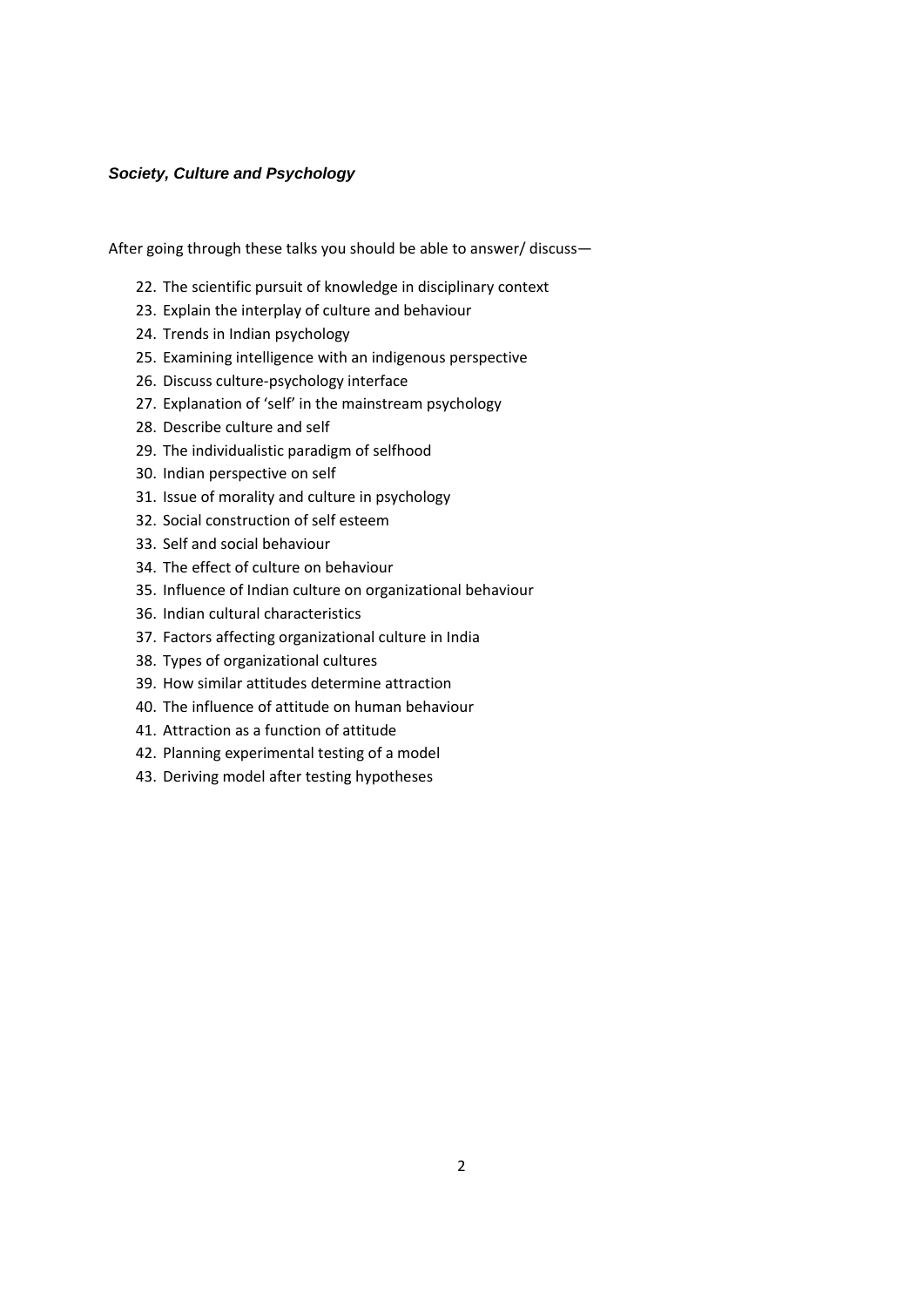***Society, Culture and Psychology***

After going through these talks you should be able to answer/ discuss—

22. The scientific pursuit of knowledge in disciplinary context
23. Explain the interplay of culture and behaviour
24. Trends in Indian psychology
25. Examining intelligence with an indigenous perspective
26. Discuss culture-psychology interface
27. Explanation of 'self' in the mainstream psychology
28. Describe culture and self
29. The individualistic paradigm of selfhood
30. Indian perspective on self
31. Issue of morality and culture in psychology
32. Social construction of self esteem
33. Self and social behaviour
34. The effect of culture on behaviour
35. Influence of Indian culture on organizational behaviour
36. Indian cultural characteristics
37. Factors affecting organizational culture in India
38. Types of organizational cultures
39. How similar attitudes determine attraction
40. The influence of attitude on human behaviour
41. Attraction as a function of attitude
42. Planning experimental testing of a model
43. Deriving model after testing hypotheses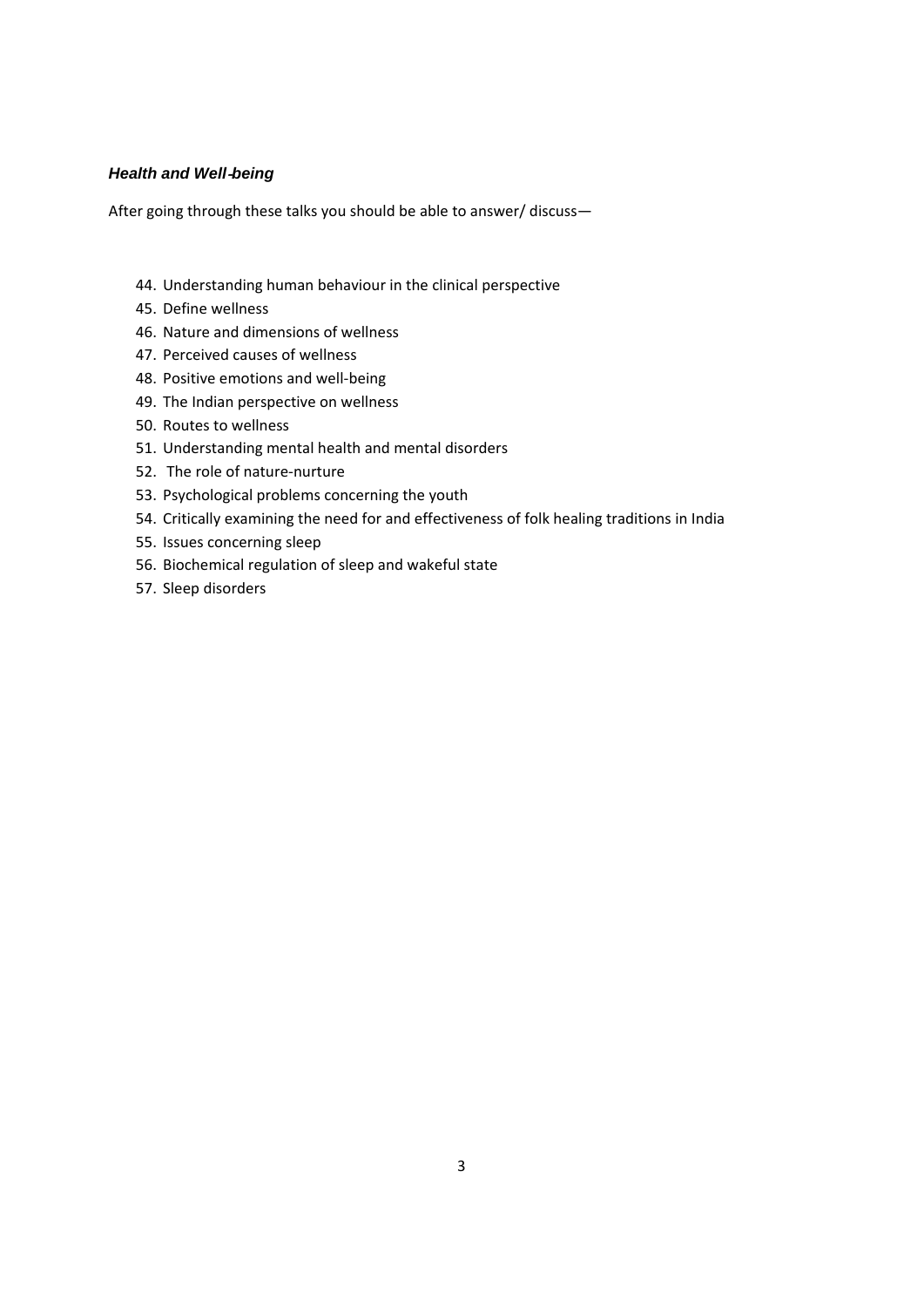***Health and Well-being***

After going through these talks you should be able to answer/ discuss—

44. Understanding human behaviour in the clinical perspective
45. Define wellness
46. Nature and dimensions of wellness
47. Perceived causes of wellness
48. Positive emotions and well-being
49. The Indian perspective on wellness
50. Routes to wellness
51. Understanding mental health and mental disorders
52. The role of nature-nurture
53. Psychological problems concerning the youth
54. Critically examining the need for and effectiveness of folk healing traditions in India
55. Issues concerning sleep
56. Biochemical regulation of sleep and wakeful state
57. Sleep disorders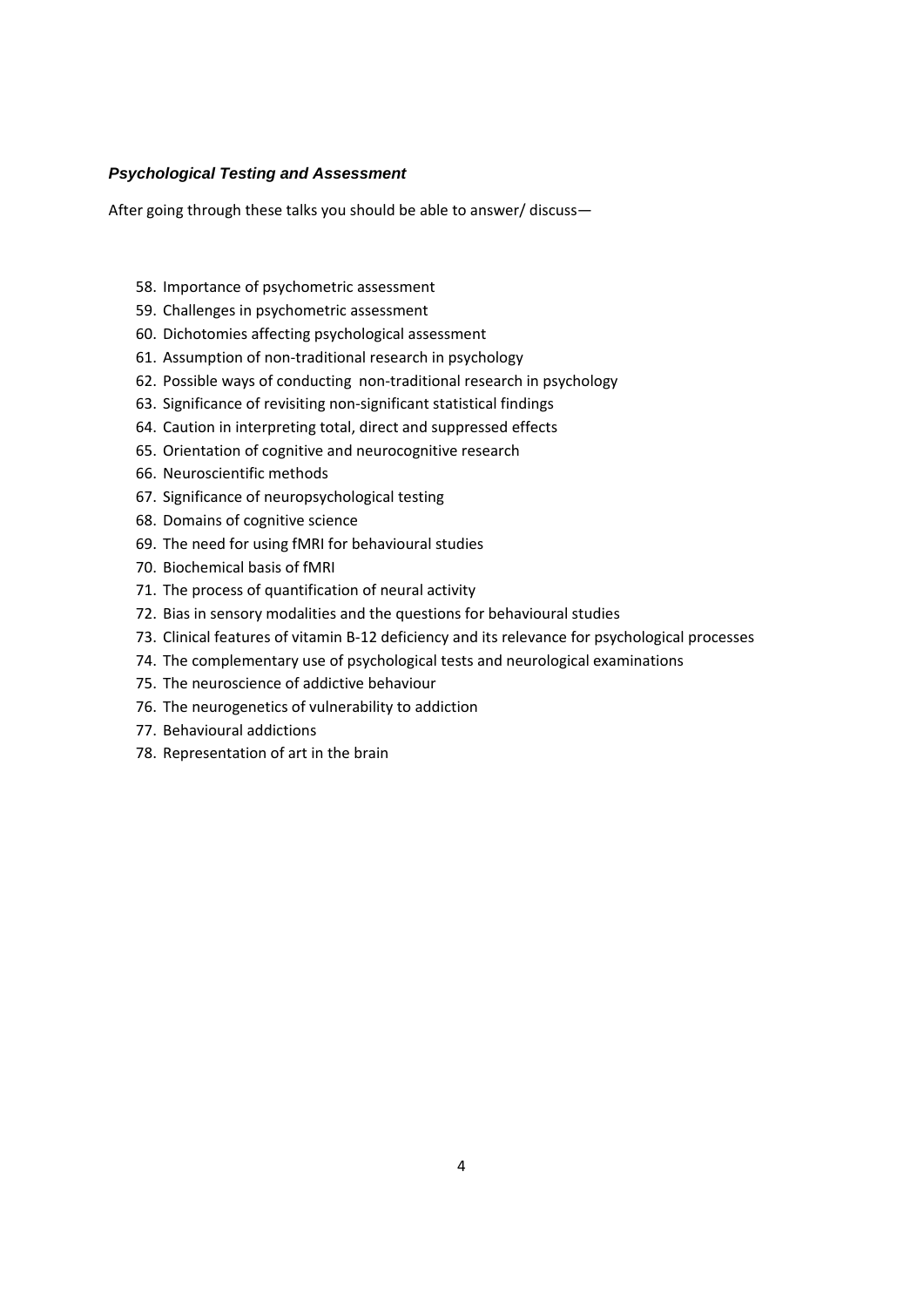### *Psychological Testing and Assessment*

After going through these talks you should be able to answer/ discuss—

58. Importance of psychometric assessment
59. Challenges in psychometric assessment
60. Dichotomies affecting psychological assessment
61. Assumption of non-traditional research in psychology
62. Possible ways of conducting non-traditional research in psychology
63. Significance of revisiting non-significant statistical findings
64. Caution in interpreting total, direct and suppressed effects
65. Orientation of cognitive and neurocognitive research
66. Neuroscientific methods
67. Significance of neuropsychological testing
68. Domains of cognitive science
69. The need for using fMRI for behavioural studies
70. Biochemical basis of fMRI
71. The process of quantification of neural activity
72. Bias in sensory modalities and the questions for behavioural studies
73. Clinical features of vitamin B-12 deficiency and its relevance for psychological processes
74. The complementary use of psychological tests and neurological examinations
75. The neuroscience of addictive behaviour
76. The neurogenetics of vulnerability to addiction
77. Behavioural addictions
78. Representation of art in the brain